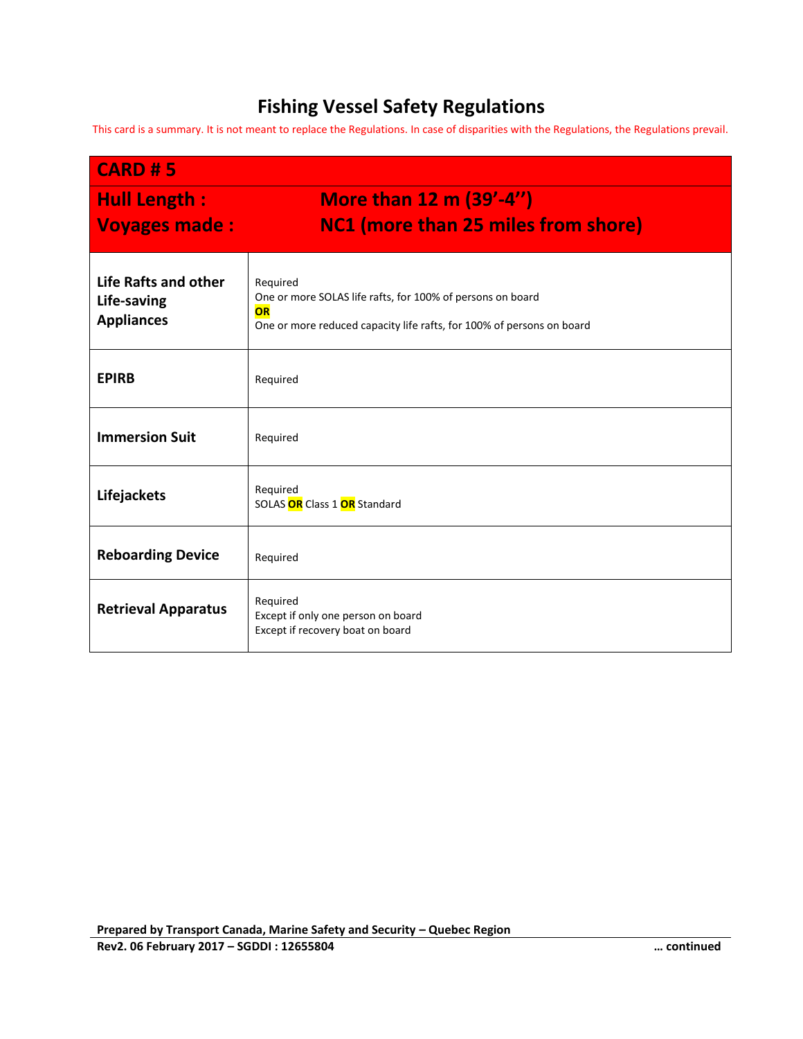# Fishing Vessel Safety Regulations

This card is a summary. It is not meant to replace the Regulations. In case of disparities with the Regulations, the Regulations prevail.

## CARD # 5

**Hull Length :** More than 12 m (39'-4'')

**Voyages made :** NC1 (more than 25 miles from shore)

| | |
|---|---|
| **Life Rafts and other Life-saving Appliances** | Required<br>One or more SOLAS life rafts, for 100% of persons on board<br>**OR**<br>One or more reduced capacity life rafts, for 100% of persons on board |
| **EPIRB** | Required |
| **Immersion Suit** | Required |
| **Lifejackets** | Required<br>SOLAS **OR** Class 1 **OR** Standard |
| **Reboarding Device** | Required |
| **Retrieval Apparatus** | Required<br>Except if only one person on board<br>Except if recovery boat on board |

**Prepared by Transport Canada, Marine Safety and Security – Quebec Region**

**Rev2. 06 February 2017 – SGDDI : 12655804**

**… continued**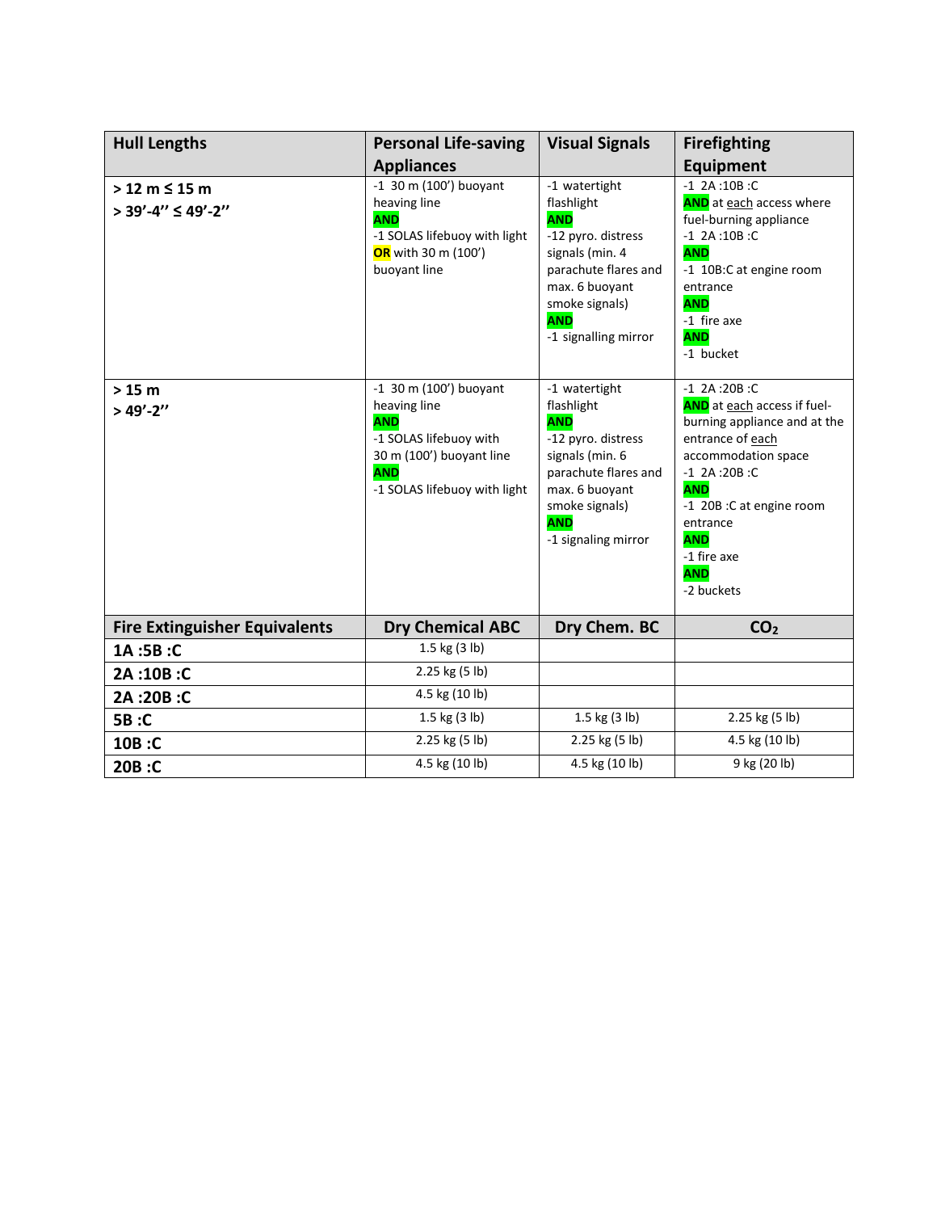| Hull Lengths | Personal Life-saving Appliances | Visual Signals | Firefighting Equipment |
|---|---|---|---|
| **> 12 m ≤ 15 m**<br>**> 39'-4'' ≤ 49'-2''** | -1 30 m (100') buoyant heaving line<br>**AND**<br>-1 SOLAS lifebuoy with light **OR** with 30 m (100') buoyant line | -1 watertight flashlight<br>**AND**<br>-12 pyro. distress signals (min. 4 parachute flares and max. 6 buoyant smoke signals)<br>**AND**<br>-1 signalling mirror | -1 2A :10B :C<br>**AND** at each access where fuel-burning appliance<br>-1 2A :10B :C<br>**AND**<br>-1 10B:C at engine room entrance<br>**AND**<br>-1 fire axe<br>**AND**<br>-1 bucket |
| **> 15 m**<br>**> 49'-2''** | -1 30 m (100') buoyant heaving line<br>**AND**<br>-1 SOLAS lifebuoy with 30 m (100') buoyant line<br>**AND**<br>-1 SOLAS lifebuoy with light | -1 watertight flashlight<br>**AND**<br>-12 pyro. distress signals (min. 6 parachute flares and max. 6 buoyant smoke signals)<br>**AND**<br>-1 signaling mirror | -1 2A :20B :C<br>**AND** at each access if fuel-burning appliance and at the entrance of each accommodation space<br>-1 2A :20B :C<br>**AND**<br>-1 20B :C at engine room entrance<br>**AND**<br>-1 fire axe<br>**AND**<br>-2 buckets |

| Fire Extinguisher Equivalents | Dry Chemical ABC | Dry Chem. BC | $CO_2$ |
|---|---|---|---|
| **1A :5B :C** | 1.5 kg (3 lb) | | |
| **2A :10B :C** | 2.25 kg (5 lb) | | |
| **2A :20B :C** | 4.5 kg (10 lb) | | |
| **5B :C** | 1.5 kg (3 lb) | 1.5 kg (3 lb) | 2.25 kg (5 lb) |
| **10B :C** | 2.25 kg (5 lb) | 2.25 kg (5 lb) | 4.5 kg (10 lb) |
| **20B :C** | 4.5 kg (10 lb) | 4.5 kg (10 lb) | 9 kg (20 lb) |